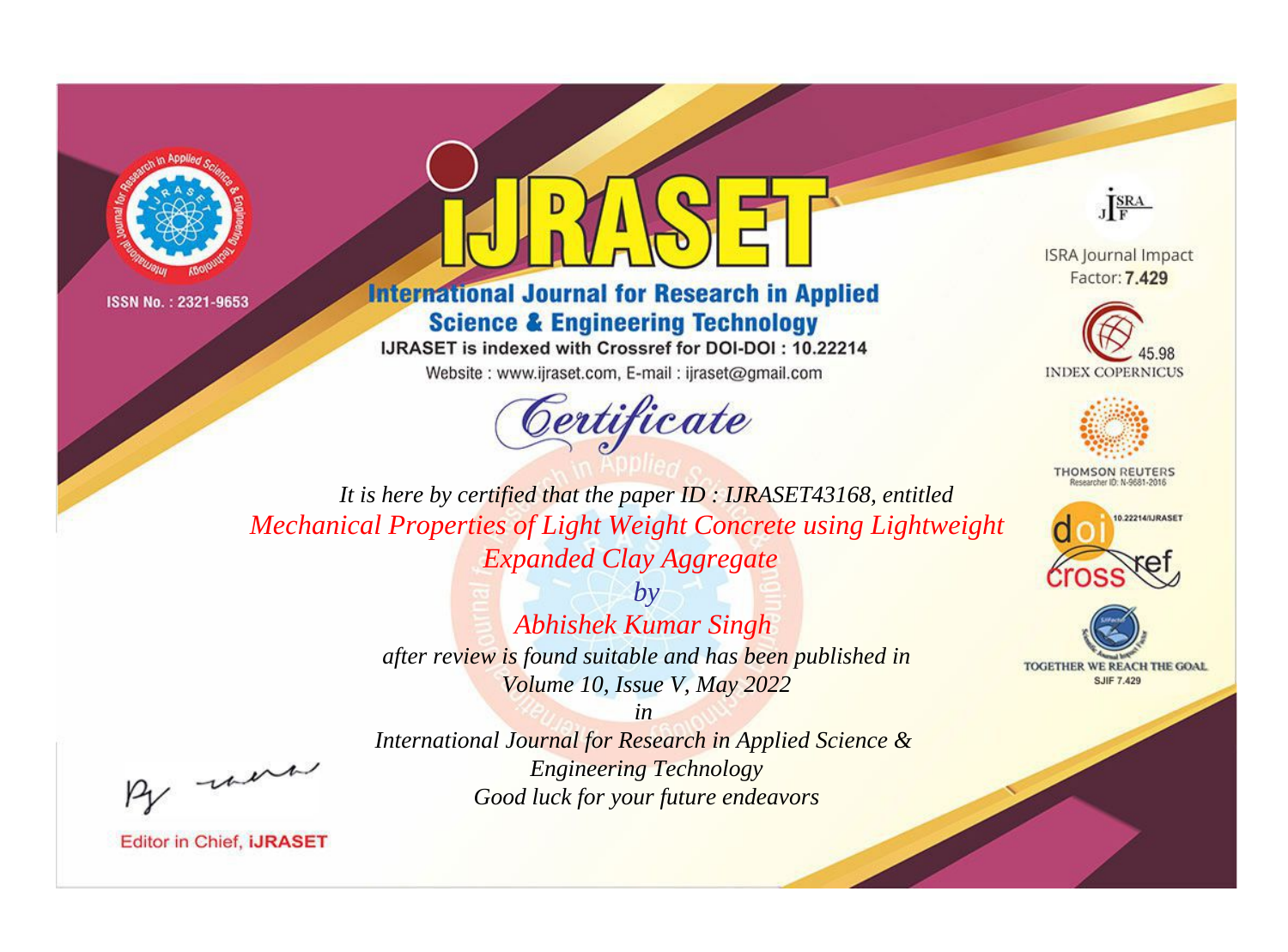ISSN No. : 2321-9653

# IJRASET

## International Journal for Research in Applied Science & Engineering Technology

IJRASET is indexed with Crossref for DOI-DOI : 10.22214

Website : www.ijraset.com, E-mail : ijraset@gmail.com

ISRA Journal Impact Factor: **7.429**

45.98 INDEX COPERNICUS

THOMSON REUTERS Researcher ID: N-9681-2016

10.22214/IJRASET

TOGETHER WE REACH THE GOAL SJIF 7.429

## *Certificate*

*It is here by certified that the paper ID : IJRASET43168, entitled*

*Mechanical Properties of Light Weight Concrete using Lightweight Expanded Clay Aggregate*

*by*

*Abhishek Kumar Singh*

*after review is found suitable and has been published in*

*Volume 10, Issue V, May 2022*

*in*

*International Journal for Research in Applied Science & Engineering Technology*

*Good luck for your future endeavors*

Editor in Chief, **iJRASET**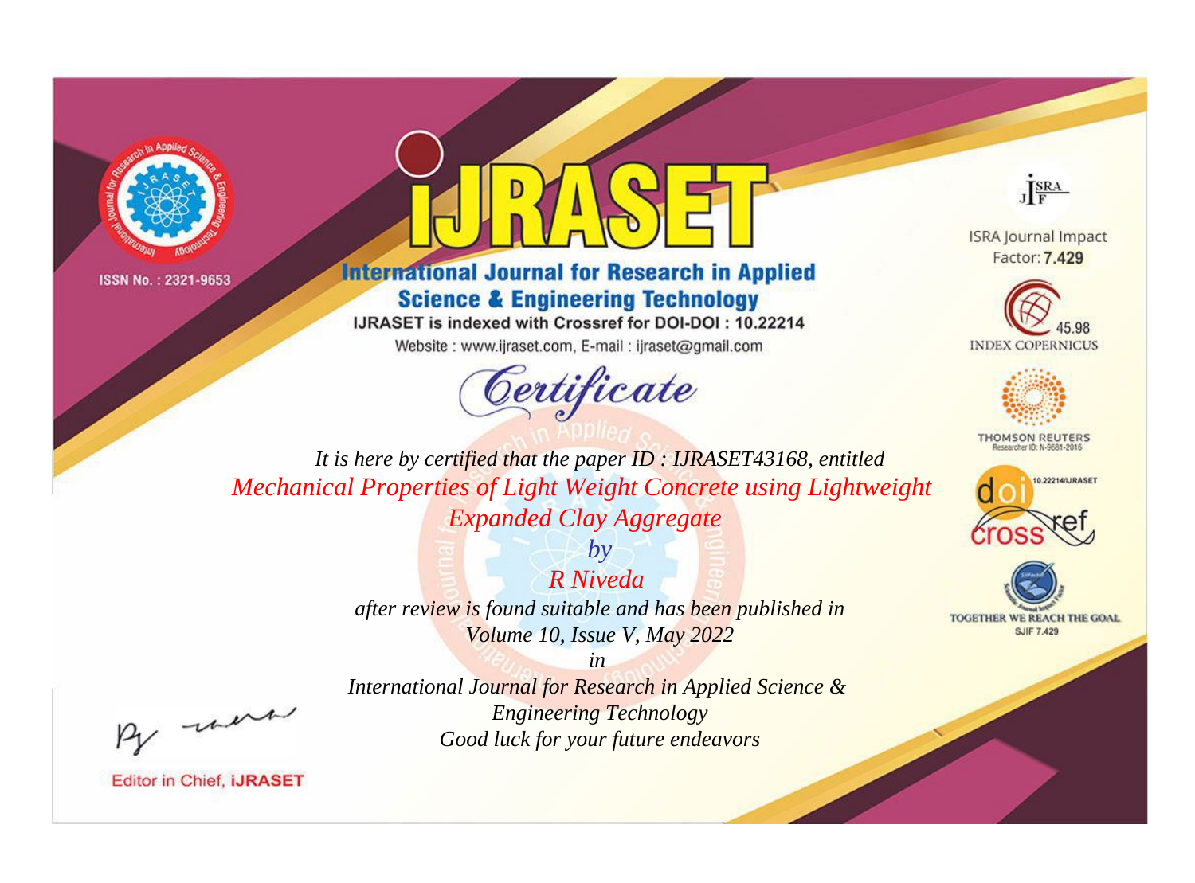ISSN No. : 2321-9653

# iJRASET

## International Journal for Research in Applied Science & Engineering Technology

IJRASET is indexed with Crossref for DOI-DOI : 10.22214

Website : www.ijraset.com, E-mail : ijraset@gmail.com

# Certificate

*It is here by certified that the paper ID : IJRASET43168, entitled*

*Mechanical Properties of Light Weight Concrete using Lightweight Expanded Clay Aggregate*

*by*

*R Niveda*

*after review is found suitable and has been published in*

*Volume 10, Issue V, May 2022*

*in*

*International Journal for Research in Applied Science & Engineering Technology*

*Good luck for your future endeavors*

Editor in Chief, iJRASET

ISRA Journal Impact Factor: **7.429**

45.98 INDEX COPERNICUS

THOMSON REUTERS Researcher ID: N-9681-2016

10.22214/IJRASET

TOGETHER WE REACH THE GOAL SJIF 7.429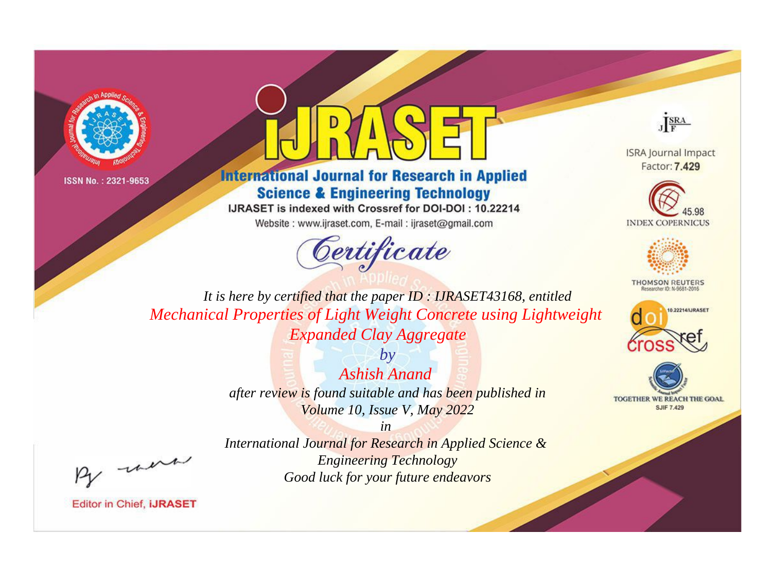ISSN No. : 2321-9653

# iJRASET

## International Journal for Research in Applied Science & Engineering Technology

IJRASET is indexed with Crossref for DOI-DOI : 10.22214

Website : www.ijraset.com, E-mail : ijraset@gmail.com

ISRA Journal Impact Factor: **7.429**

45.98 INDEX COPERNICUS

THOMSON REUTERS Researcher ID: N-9681-2016

10.22214/IJRASET

TOGETHER WE REACH THE GOAL SJIF 7.429

# *Certificate*

*It is here by certified that the paper ID : IJRASET43168, entitled*

*Mechanical Properties of Light Weight Concrete using Lightweight Expanded Clay Aggregate*

*by*

*Ashish Anand*

*after review is found suitable and has been published in*

*Volume 10, Issue V, May 2022*

*in*

*International Journal for Research in Applied Science & Engineering Technology*

*Good luck for your future endeavors*

Editor in Chief, **iJRASET**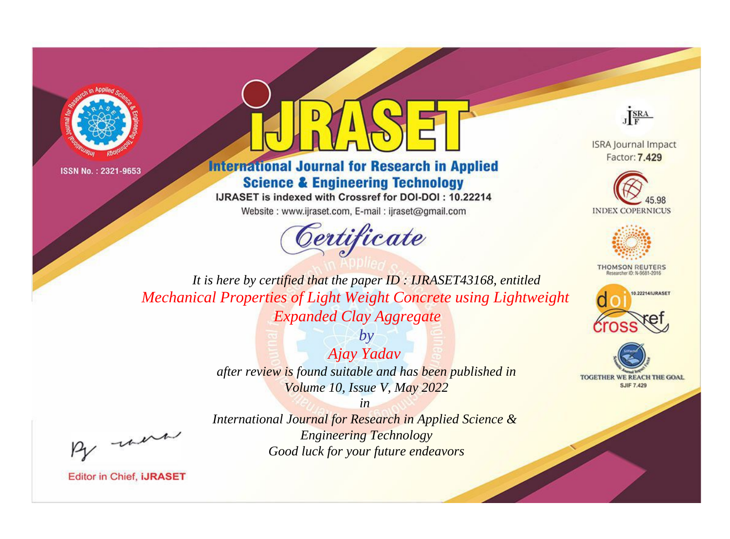ISSN No. : 2321-9653

# IJRASET

## International Journal for Research in Applied Science & Engineering Technology

IJRASET is indexed with Crossref for DOI-DOI : 10.22214

Website : www.ijraset.com, E-mail : ijraset@gmail.com

ISRA Journal Impact Factor: **7.429**

45.98 INDEX COPERNICUS

THOMSON REUTERS Researcher ID: N-9681-2016

10.22214/IJRASET

TOGETHER WE REACH THE GOAL SJIF 7.429

# *Certificate*

*It is here by certified that the paper ID : IJRASET43168, entitled*

*Mechanical Properties of Light Weight Concrete using Lightweight Expanded Clay Aggregate*

*by*

*Ajay Yadav*

*after review is found suitable and has been published in*

*Volume 10, Issue V, May 2022*

*in*

*International Journal for Research in Applied Science & Engineering Technology*

*Good luck for your future endeavors*

Editor in Chief, **iJRASET**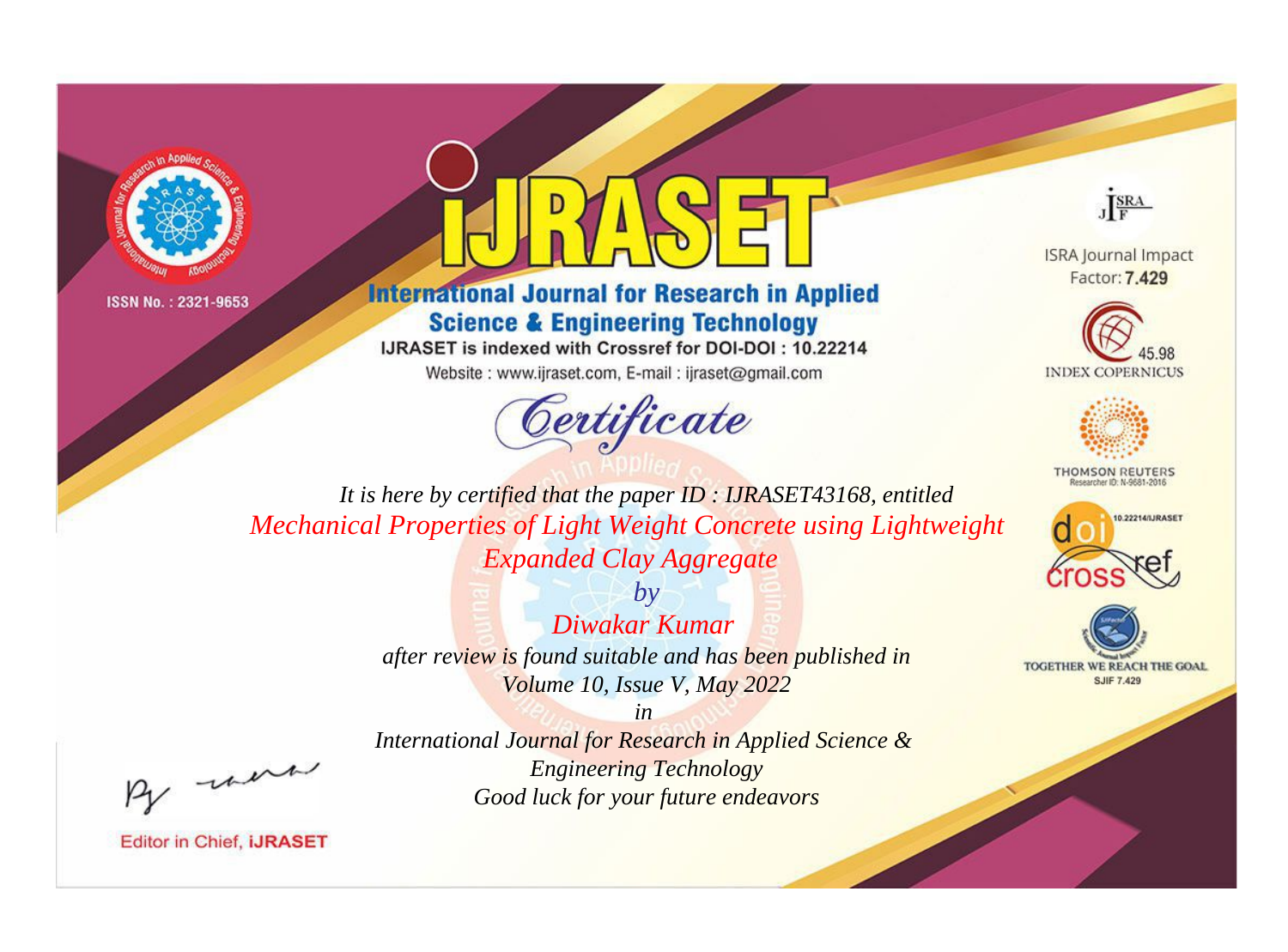ISSN No. : 2321-9653

# International Journal for Research in Applied Science & Engineering Technology

IJRASET is indexed with Crossref for DOI-DOI : 10.22214

Website : www.ijraset.com, E-mail : ijraset@gmail.com

## Certificate

*It is here by certified that the paper ID : IJRASET43168, entitled*

*Mechanical Properties of Light Weight Concrete using Lightweight Expanded Clay Aggregate*

*by*

*Diwakar Kumar*

*after review is found suitable and has been published in*

*Volume 10, Issue V, May 2022*

*in*

*International Journal for Research in Applied Science & Engineering Technology*

*Good luck for your future endeavors*

ISRA Journal Impact Factor: **7.429**

45.98 INDEX COPERNICUS

THOMSON REUTERS Researcher ID: N-9681-2016

10.22214/IJRASET

TOGETHER WE REACH THE GOAL SJIF 7.429

Editor in Chief, **iJRASET**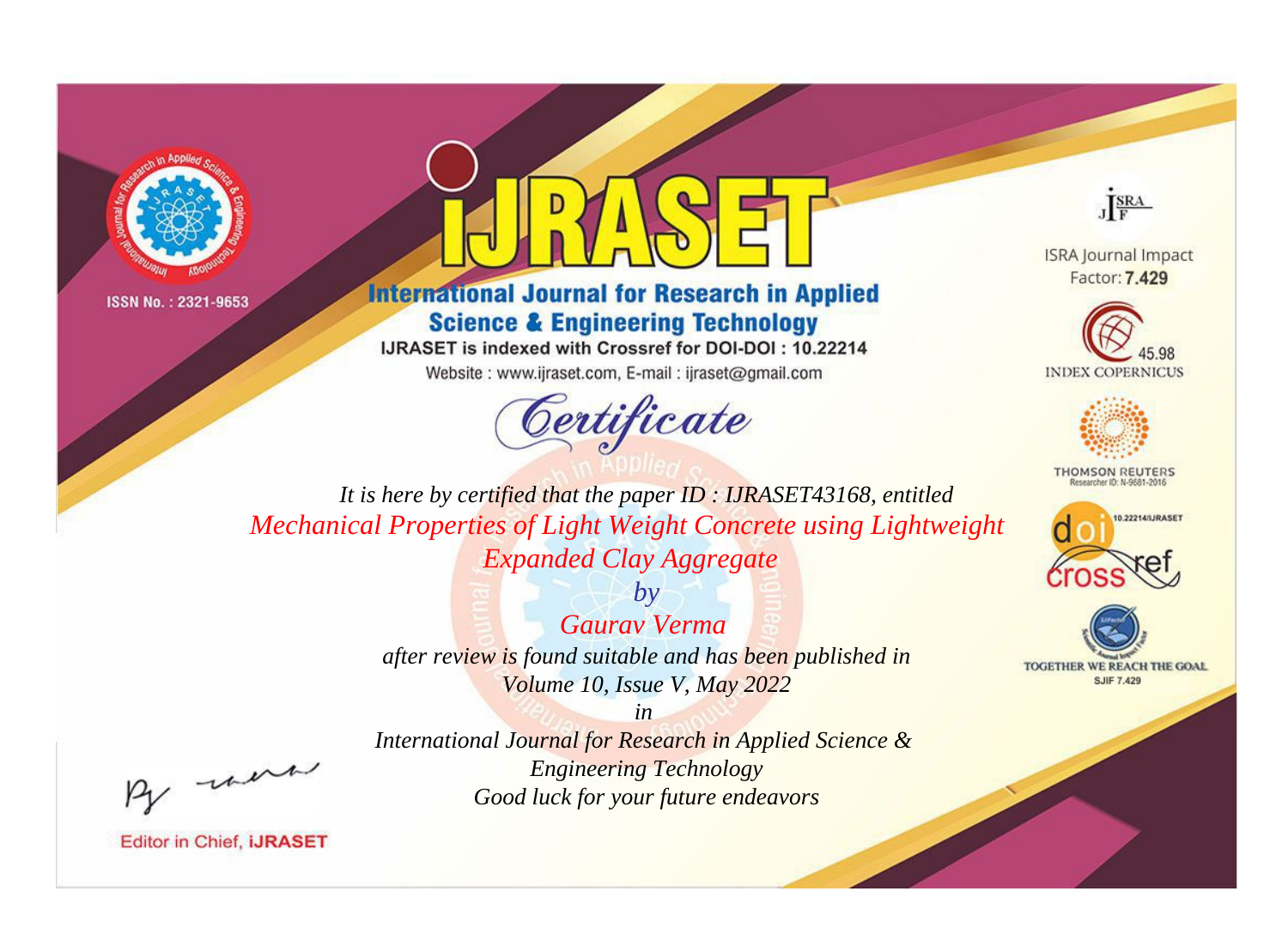ISSN No. : 2321-9653

# IJRASET

## International Journal for Research in Applied Science & Engineering Technology

IJRASET is indexed with Crossref for DOI-DOI : 10.22214

Website : www.ijraset.com, E-mail : ijraset@gmail.com

*Certificate*

*It is here by certified that the paper ID : IJRASET43168, entitled*

*Mechanical Properties of Light Weight Concrete using Lightweight Expanded Clay Aggregate*

*by*

*Gaurav Verma*

*after review is found suitable and has been published in*

*Volume 10, Issue V, May 2022*

*in*

*International Journal for Research in Applied Science & Engineering Technology*

*Good luck for your future endeavors*

ISRA Journal Impact Factor: **7.429**

45.98 INDEX COPERNICUS

THOMSON REUTERS Researcher ID: N-9681-2016

10.22214/IJRASET

TOGETHER WE REACH THE GOAL SJIF 7.429

Editor in Chief, **iJRASET**